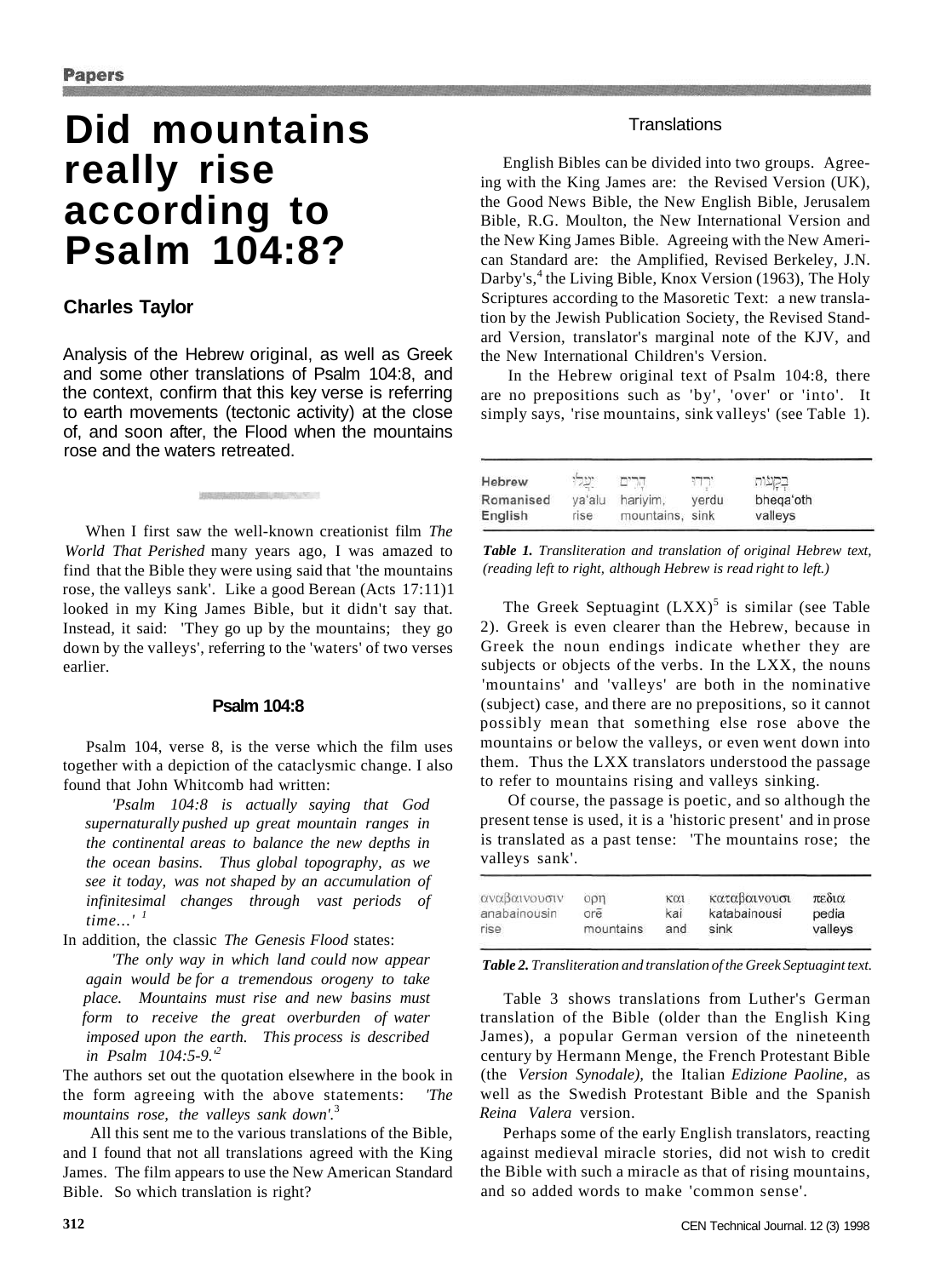# Did mountains really rise according to Psalm 104:8?

### Charles Taylor

Analysis of the Hebrew original, as well as Greek and some other translations of Psalm 104:8, and the context, confirm that this key verse is referring to earth movements (tectonic activity) at the close of, and soon after, the Flood when the mountains rose and the waters retreated.

When I first saw the well-known creationist film *The World That Perished* many years ago, I was amazed to find that the Bible they were using said that 'the mountains rose, the valleys sank'. Like a good Berean (Acts 17:11)1 looked in my King James Bible, but it didn't say that. Instead, it said: 'They go up by the mountains; they go down by the valleys', referring to the 'waters' of two verses earlier.

### Psalm 104:8

Psalm 104, verse 8, is the verse which the film uses together with a depiction of the cataclysmic change. I also found that John Whitcomb had written:

> *'Psalm 104:8 is actually saying that God supernaturally pushed up great mountain ranges in the continental areas to balance the new depths in the ocean basins. Thus global topography, as we see it today, was not shaped by an accumulation of infinitesimal changes through vast periods of time…'* [1]

In addition, the classic *The Genesis Flood* states:

> *'The only way in which land could now appear again would be for a tremendous orogeny to take place. Mountains must rise and new basins must form to receive the great overburden of water imposed upon the earth. This process is described in Psalm 104:5-9.'* [2]

The authors set out the quotation elsewhere in the book in the form agreeing with the above statements: *'The mountains rose, the valleys sank down'.*[3]

All this sent me to the various translations of the Bible, and I found that not all translations agreed with the King James. The film appears to use the New American Standard Bible. So which translation is right?

### Translations

English Bibles can be divided into two groups. Agreeing with the King James are: the Revised Version (UK), the Good News Bible, the New English Bible, Jerusalem Bible, R.G. Moulton, the New International Version and the New King James Bible. Agreeing with the New American Standard are: the Amplified, Revised Berkeley, J.N. Darby's,[4] the Living Bible, Knox Version (1963), The Holy Scriptures according to the Masoretic Text: a new translation by the Jewish Publication Society, the Revised Standard Version, translator's marginal note of the KJV, and the New International Children's Version.

In the Hebrew original text of Psalm 104:8, there are no prepositions such as 'by', 'over' or 'into'. It simply says, 'rise mountains, sink valleys' (see Table 1).

| Hebrew | יַעֲלוּ | הָרִים | יֵרְדוּ | בְקָעוֹת |
|---|---|---|---|---|
| Romanised | ya'alu | hariyim, | yerdu | bheqa'oth |
| English | rise | mountains, | sink | valleys |

*Table 1. Transliteration and translation of original Hebrew text, (reading left to right, although Hebrew is read right to left.)*

The Greek Septuagint (LXX)[5] is similar (see Table 2). Greek is even clearer than the Hebrew, because in Greek the noun endings indicate whether they are subjects or objects of the verbs. In the LXX, the nouns 'mountains' and 'valleys' are both in the nominative (subject) case, and there are no prepositions, so it cannot possibly mean that something else rose above the mountains or below the valleys, or even went down into them. Thus the LXX translators understood the passage to refer to mountains rising and valleys sinking.

Of course, the passage is poetic, and so although the present tense is used, it is a 'historic present' and in prose is translated as a past tense: 'The mountains rose; the valleys sank'.

| αναβαινουσιν | ορη | και | καταβαινουσι | πεδια |
|---|---|---|---|---|
| anabainousin | orē | kai | katabainousi | pedia |
| rise | mountains | and | sink | valleys |

*Table 2. Transliteration and translation of the Greek Septuagint text.*

Table 3 shows translations from Luther's German translation of the Bible (older than the English King James), a popular German version of the nineteenth century by Hermann Menge, the French Protestant Bible (the *Version Synodale),* the Italian *Edizione Paoline,* as well as the Swedish Protestant Bible and the Spanish *Reina Valera* version.

Perhaps some of the early English translators, reacting against medieval miracle stories, did not wish to credit the Bible with such a miracle as that of rising mountains, and so added words to make 'common sense'.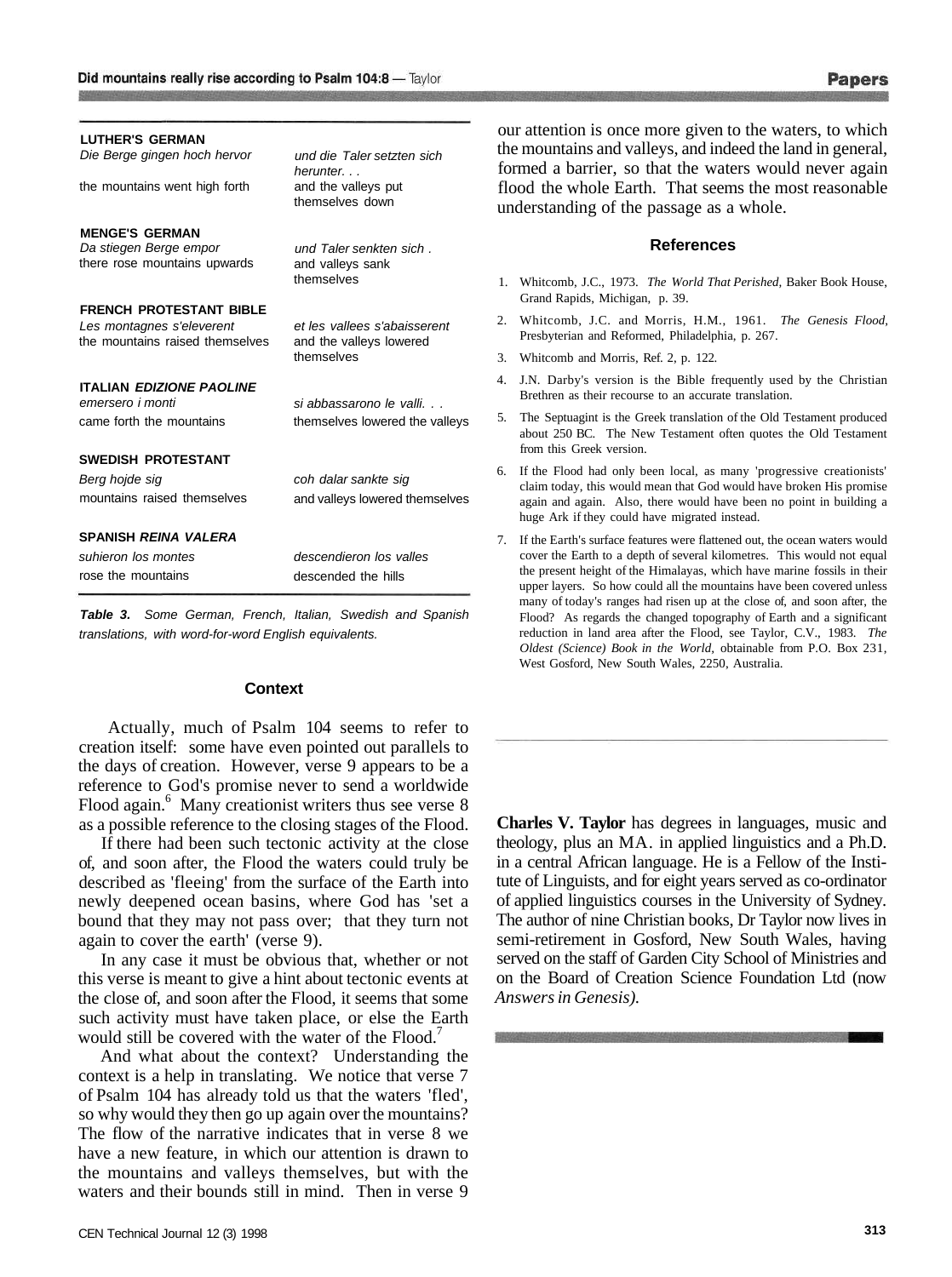| | |
|---|---|
| **LUTHER'S GERMAN** | |
| *Die Berge gingen hoch hervor* | *und die Taler setzten sich herunter. . .* |
| the mountains went high forth | and the valleys put themselves down |
| **MENGE'S GERMAN** | |
| *Da stiegen Berge empor* | *und Taler senkten sich .* |
| there rose mountains upwards | and valleys sank themselves |
| **FRENCH PROTESTANT BIBLE** | |
| *Les montagnes s'eleverent* | *et les vallees s'abaisserent* |
| the mountains raised themselves | and the valleys lowered themselves |
| **ITALIAN *EDIZIONE PAOLINE*** | |
| *emersero i monti* | *si abbassarono le valli. . .* |
| came forth the mountains | themselves lowered the valleys |
| **SWEDISH PROTESTANT** | |
| *Berg hojde sig* | *coh dalar sankte sig* |
| mountains raised themselves | and valleys lowered themselves |
| **SPANISH *REINA VALERA*** | |
| *suhieron los montes* | *descendieron los valles* |
| rose the mountains | descended the hills |

***Table 3.** Some German, French, Italian, Swedish and Spanish translations, with word-for-word English equivalents.*

## Context

Actually, much of Psalm 104 seems to refer to creation itself: some have even pointed out parallels to the days of creation. However, verse 9 appears to be a reference to God's promise never to send a worldwide Flood again.[6] Many creationist writers thus see verse 8 as a possible reference to the closing stages of the Flood.

If there had been such tectonic activity at the close of, and soon after, the Flood the waters could truly be described as 'fleeing' from the surface of the Earth into newly deepened ocean basins, where God has 'set a bound that they may not pass over; that they turn not again to cover the earth' (verse 9).

In any case it must be obvious that, whether or not this verse is meant to give a hint about tectonic events at the close of, and soon after the Flood, it seems that some such activity must have taken place, or else the Earth would still be covered with the water of the Flood.[7]

And what about the context? Understanding the context is a help in translating. We notice that verse 7 of Psalm 104 has already told us that the waters 'fled', so why would they then go up again over the mountains? The flow of the narrative indicates that in verse 8 we have a new feature, in which our attention is drawn to the mountains and valleys themselves, but with the waters and their bounds still in mind. Then in verse 9 our attention is once more given to the waters, to which the mountains and valleys, and indeed the land in general, formed a barrier, so that the waters would never again flood the whole Earth. That seems the most reasonable understanding of the passage as a whole.

## References

1. Whitcomb, J.C., 1973. *The World That Perished,* Baker Book House, Grand Rapids, Michigan, p. 39.
2. Whitcomb, J.C. and Morris, H.M., 1961. *The Genesis Flood,* Presbyterian and Reformed, Philadelphia, p. 267.
3. Whitcomb and Morris, Ref. 2, p. 122.
4. J.N. Darby's version is the Bible frequently used by the Christian Brethren as their recourse to an accurate translation.
5. The Septuagint is the Greek translation of the Old Testament produced about 250 BC. The New Testament often quotes the Old Testament from this Greek version.
6. If the Flood had only been local, as many 'progressive creationists' claim today, this would mean that God would have broken His promise again and again. Also, there would have been no point in building a huge Ark if they could have migrated instead.
7. If the Earth's surface features were flattened out, the ocean waters would cover the Earth to a depth of several kilometres. This would not equal the present height of the Himalayas, which have marine fossils in their upper layers. So how could all the mountains have been covered unless many of today's ranges had risen up at the close of, and soon after, the Flood? As regards the changed topography of Earth and a significant reduction in land area after the Flood, see Taylor, C.V., 1983. *The Oldest (Science) Book in the World,* obtainable from P.O. Box 231, West Gosford, New South Wales, 2250, Australia.

**Charles V. Taylor** has degrees in languages, music and theology, plus an MA. in applied linguistics and a Ph.D. in a central African language. He is a Fellow of the Institute of Linguists, and for eight years served as co-ordinator of applied linguistics courses in the University of Sydney. The author of nine Christian books, Dr Taylor now lives in semi-retirement in Gosford, New South Wales, having served on the staff of Garden City School of Ministries and on the Board of Creation Science Foundation Ltd (now *Answers in Genesis).*